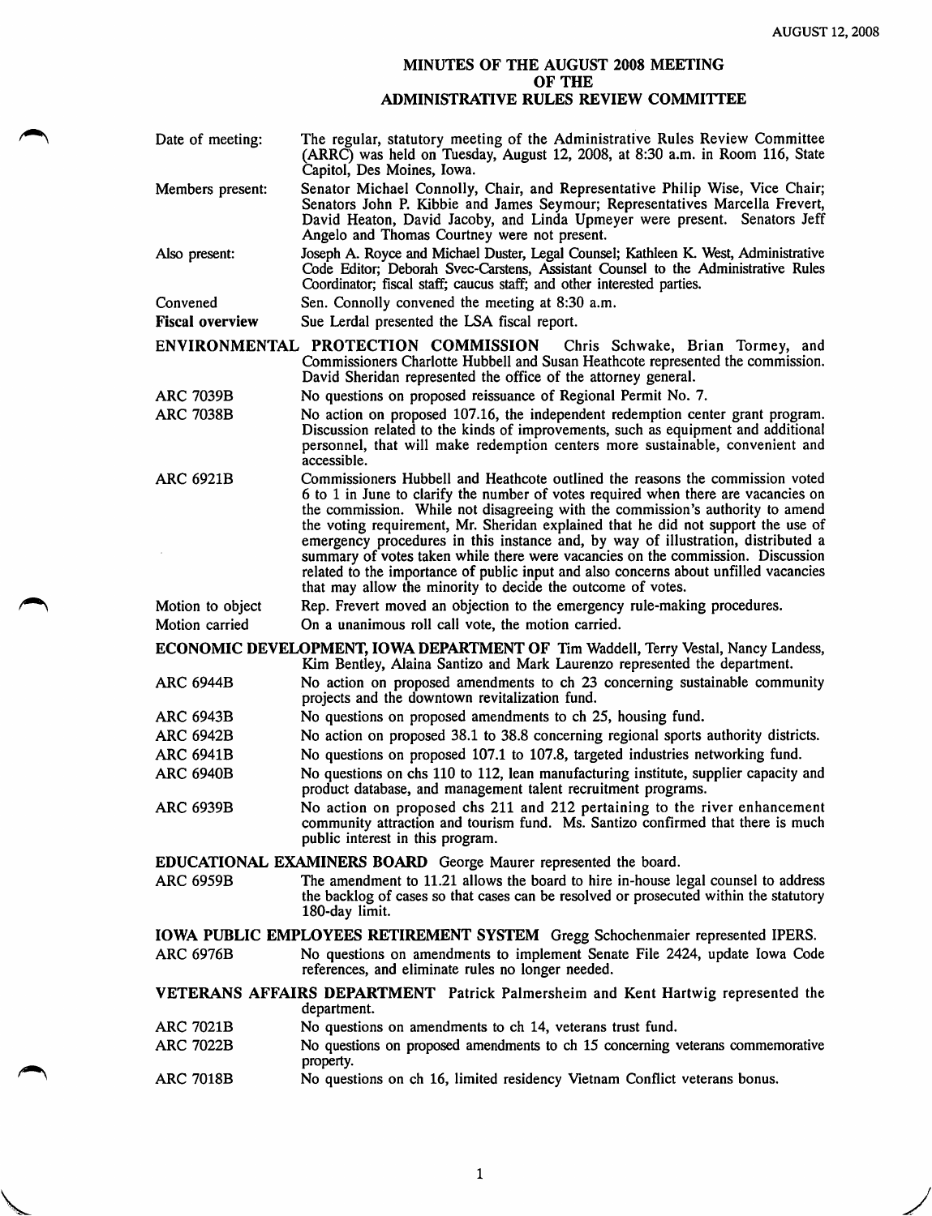AUGUST 12, 2008

# MINUTES OF THE AUGUST 2008 MEETING OF THE ADMINISTRATIVE RULES REVIEW COMMITTEE

**Date of meeting:** The regular, statutory meeting of the Administrative Rules Review Committee (ARRC) was held on Tuesday, August 12, 2008, at 8:30 a.m. in Room 116, State Capitol, Des Moines, Iowa.

**Members present:** Senator Michael Connolly, Chair, and Representative Philip Wise, Vice Chair; Senators John P. Kibbie and James Seymour; Representatives Marcella Frevert, David Heaton, David Jacoby, and Linda Upmeyer were present. Senators Jeff Angelo and Thomas Courtney were not present.

**Also present:** Joseph A. Royce and Michael Duster, Legal Counsel; Kathleen K. West, Administrative Code Editor; Deborah Svec-Carstens, Assistant Counsel to the Administrative Rules Coordinator; fiscal staff; caucus staff; and other interested parties.

**Convened** Sen. Connolly convened the meeting at 8:30 a.m.

**Fiscal overview** Sue Lerdal presented the LSA fiscal report.

**ENVIRONMENTAL PROTECTION COMMISSION** Chris Schwake, Brian Tormey, and Commissioners Charlotte Hubbell and Susan Heathcote represented the commission. David Sheridan represented the office of the attorney general.

**ARC 7039B** No questions on proposed reissuance of Regional Permit No. 7.

**ARC 7038B** No action on proposed 107.16, the independent redemption center grant program. Discussion related to the kinds of improvements, such as equipment and additional personnel, that will make redemption centers more sustainable, convenient and accessible.

**ARC 6921B** Commissioners Hubbell and Heathcote outlined the reasons the commission voted 6 to 1 in June to clarify the number of votes required when there are vacancies on the commission. While not disagreeing with the commission's authority to amend the voting requirement, Mr. Sheridan explained that he did not support the use of emergency procedures in this instance and, by way of illustration, distributed a summary of votes taken while there were vacancies on the commission. Discussion related to the importance of public input and also concerns about unfilled vacancies that may allow the minority to decide the outcome of votes.

**Motion to object** Rep. Frevert moved an objection to the emergency rule-making procedures.

**Motion carried** On a unanimous roll call vote, the motion carried.

**ECONOMIC DEVELOPMENT, IOWA DEPARTMENT OF** Tim Waddell, Terry Vestal, Nancy Landess, Kim Bentley, Alaina Santizo and Mark Laurenzo represented the department.

**ARC 6944B** No action on proposed amendments to ch 23 concerning sustainable community projects and the downtown revitalization fund.

**ARC 6943B** No questions on proposed amendments to ch 25, housing fund.

**ARC 6942B** No action on proposed 38.1 to 38.8 concerning regional sports authority districts.

**ARC 6941B** No questions on proposed 107.1 to 107.8, targeted industries networking fund.

**ARC 6940B** No questions on chs 110 to 112, lean manufacturing institute, supplier capacity and product database, and management talent recruitment programs.

**ARC 6939B** No action on proposed chs 211 and 212 pertaining to the river enhancement community attraction and tourism fund. Ms. Santizo confirmed that there is much public interest in this program.

**EDUCATIONAL EXAMINERS BOARD** George Maurer represented the board.

**ARC 6959B** The amendment to 11.21 allows the board to hire in-house legal counsel to address the backlog of cases so that cases can be resolved or prosecuted within the statutory 180-day limit.

**IOWA PUBLIC EMPLOYEES RETIREMENT SYSTEM** Gregg Schochenmaier represented IPERS.

**ARC 6976B** No questions on amendments to implement Senate File 2424, update Iowa Code references, and eliminate rules no longer needed.

**VETERANS AFFAIRS DEPARTMENT** Patrick Palmersheim and Kent Hartwig represented the department.

**ARC 7021B** No questions on amendments to ch 14, veterans trust fund.

**ARC 7022B** No questions on proposed amendments to ch 15 concerning veterans commemorative property.

**ARC 7018B** No questions on ch 16, limited residency Vietnam Conflict veterans bonus.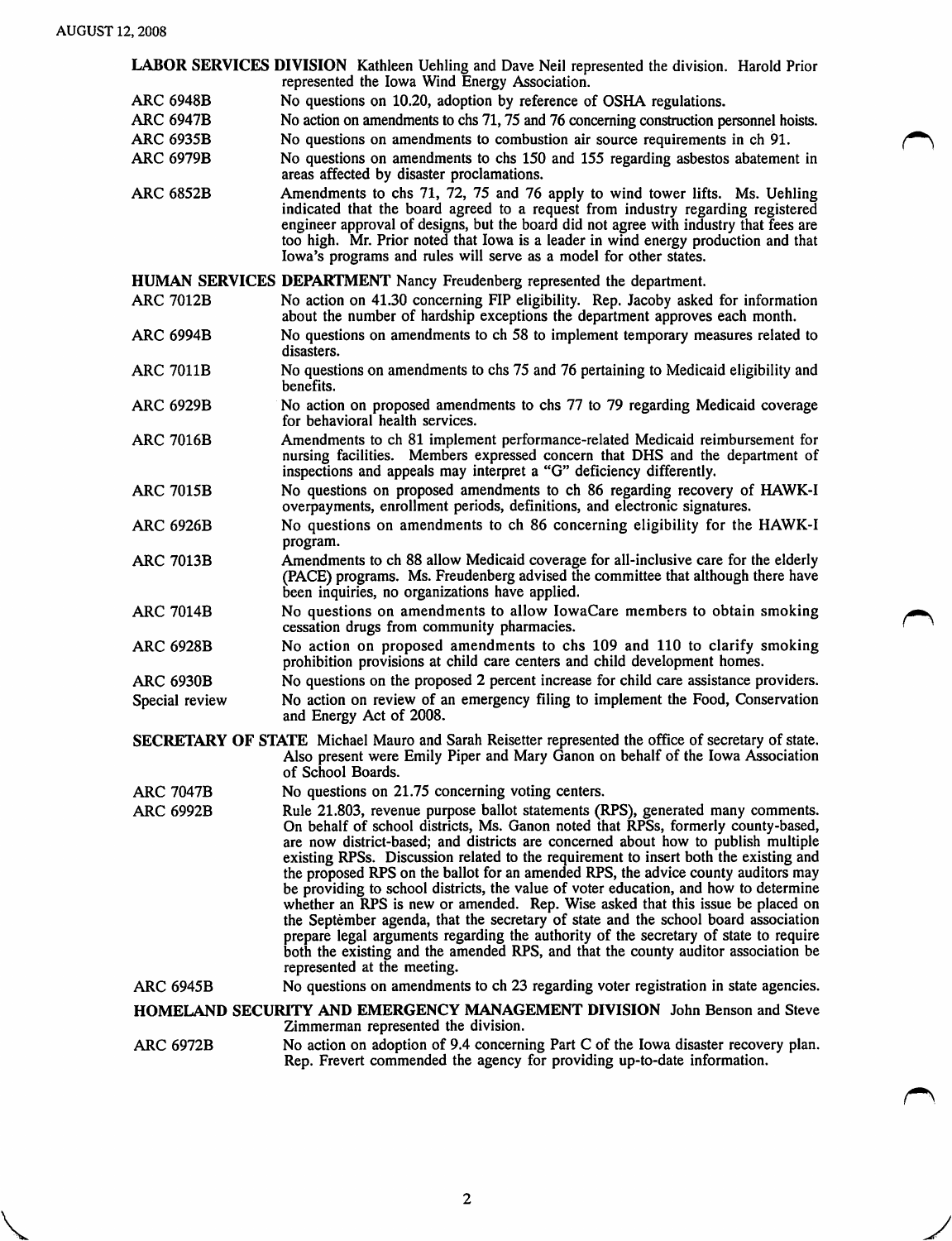**LABOR SERVICES DIVISION** Kathleen Uehling and Dave Neil represented the division. Harold Prior represented the Iowa Wind Energy Association.

| | |
|---|---|
| ARC 6948B | No questions on 10.20, adoption by reference of OSHA regulations. |
| ARC 6947B | No action on amendments to chs 71, 75 and 76 concerning construction personnel hoists. |
| ARC 6935B | No questions on amendments to combustion air source requirements in ch 91. |
| ARC 6979B | No questions on amendments to chs 150 and 155 regarding asbestos abatement in areas affected by disaster proclamations. |
| ARC 6852B | Amendments to chs 71, 72, 75 and 76 apply to wind tower lifts. Ms. Uehling indicated that the board agreed to a request from industry regarding registered engineer approval of designs, but the board did not agree with industry that fees are too high. Mr. Prior noted that Iowa is a leader in wind energy production and that Iowa's programs and rules will serve as a model for other states. |

**HUMAN SERVICES DEPARTMENT** Nancy Freudenberg represented the department.

| | |
|---|---|
| ARC 7012B | No action on 41.30 concerning FIP eligibility. Rep. Jacoby asked for information about the number of hardship exceptions the department approves each month. |
| ARC 6994B | No questions on amendments to ch 58 to implement temporary measures related to disasters. |
| ARC 7011B | No questions on amendments to chs 75 and 76 pertaining to Medicaid eligibility and benefits. |
| ARC 6929B | No action on proposed amendments to chs 77 to 79 regarding Medicaid coverage for behavioral health services. |
| ARC 7016B | Amendments to ch 81 implement performance-related Medicaid reimbursement for nursing facilities. Members expressed concern that DHS and the department of inspections and appeals may interpret a "G" deficiency differently. |
| ARC 7015B | No questions on proposed amendments to ch 86 regarding recovery of HAWK-I overpayments, enrollment periods, definitions, and electronic signatures. |
| ARC 6926B | No questions on amendments to ch 86 concerning eligibility for the HAWK-I program. |
| ARC 7013B | Amendments to ch 88 allow Medicaid coverage for all-inclusive care for the elderly (PACE) programs. Ms. Freudenberg advised the committee that although there have been inquiries, no organizations have applied. |
| ARC 7014B | No questions on amendments to allow IowaCare members to obtain smoking cessation drugs from community pharmacies. |
| ARC 6928B | No action on proposed amendments to chs 109 and 110 to clarify smoking prohibition provisions at child care centers and child development homes. |
| ARC 6930B | No questions on the proposed 2 percent increase for child care assistance providers. |
| Special review | No action on review of an emergency filing to implement the Food, Conservation and Energy Act of 2008. |

**SECRETARY OF STATE** Michael Mauro and Sarah Reisetter represented the office of secretary of state. Also present were Emily Piper and Mary Ganon on behalf of the Iowa Association of School Boards.

| | |
|---|---|
| ARC 7047B | No questions on 21.75 concerning voting centers. |
| ARC 6992B | Rule 21.803, revenue purpose ballot statements (RPS), generated many comments. On behalf of school districts, Ms. Ganon noted that RPSs, formerly county-based, are now district-based; and districts are concerned about how to publish multiple existing RPSs. Discussion related to the requirement to insert both the existing and the proposed RPS on the ballot for an amended RPS, the advice county auditors may be providing to school districts, the value of voter education, and how to determine whether an RPS is new or amended. Rep. Wise asked that this issue be placed on the September agenda, that the secretary of state and the school board association prepare legal arguments regarding the authority of the secretary of state to require both the existing and the amended RPS, and that the county auditor association be represented at the meeting. |
| ARC 6945B | No questions on amendments to ch 23 regarding voter registration in state agencies. |

**HOMELAND SECURITY AND EMERGENCY MANAGEMENT DIVISION** John Benson and Steve Zimmerman represented the division.

| | |
|---|---|
| ARC 6972B | No action on adoption of 9.4 concerning Part C of the Iowa disaster recovery plan. Rep. Frevert commended the agency for providing up-to-date information. |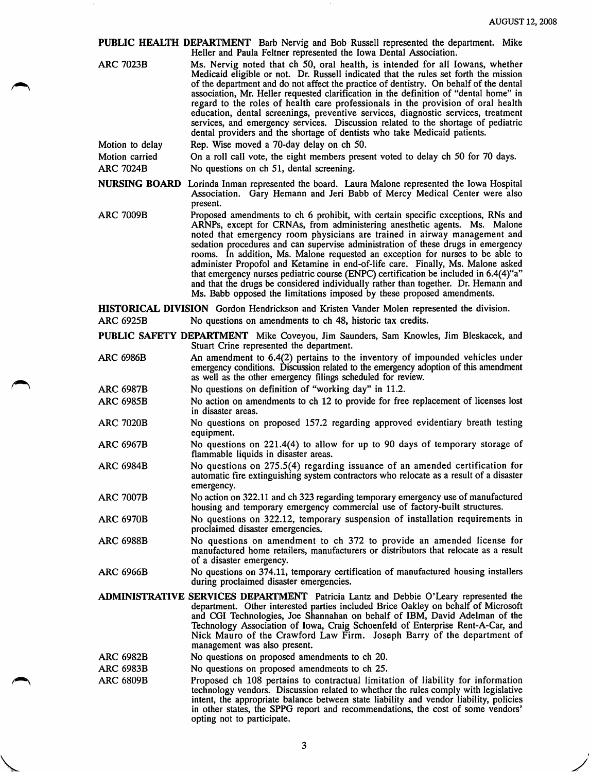**PUBLIC HEALTH DEPARTMENT** Barb Nervig and Bob Russell represented the department. Mike Heller and Paula Feltner represented the Iowa Dental Association.

ARC 7023B — Ms. Nervig noted that ch 50, oral health, is intended for all Iowans, whether Medicaid eligible or not. Dr. Russell indicated that the rules set forth the mission of the department and do not affect the practice of dentistry. On behalf of the dental association, Mr. Heller requested clarification in the definition of "dental home" in regard to the roles of health care professionals in the provision of oral health education, dental screenings, preventive services, diagnostic services, treatment services, and emergency services. Discussion related to the shortage of pediatric dental providers and the shortage of dentists who take Medicaid patients.

Motion to delay — Rep. Wise moved a 70-day delay on ch 50.

Motion carried — On a roll call vote, the eight members present voted to delay ch 50 for 70 days.

ARC 7024B — No questions on ch 51, dental screening.

**NURSING BOARD** Lorinda Inman represented the board. Laura Malone represented the Iowa Hospital Association. Gary Hemann and Jeri Babb of Mercy Medical Center were also present.

ARC 7009B — Proposed amendments to ch 6 prohibit, with certain specific exceptions, RNs and ARNPs, except for CRNAs, from administering anesthetic agents. Ms. Malone noted that emergency room physicians are trained in airway management and sedation procedures and can supervise administration of these drugs in emergency rooms. In addition, Ms. Malone requested an exception for nurses to be able to administer Propofol and Ketamine in end-of-life care. Finally, Ms. Malone asked that emergency nurses pediatric course (ENPC) certification be included in 6.4(4)"a" and that the drugs be considered individually rather than together. Dr. Hemann and Ms. Babb opposed the limitations imposed by these proposed amendments.

**HISTORICAL DIVISION** Gordon Hendrickson and Kristen Vander Molen represented the division.

ARC 6925B — No questions on amendments to ch 48, historic tax credits.

**PUBLIC SAFETY DEPARTMENT** Mike Coveyou, Jim Saunders, Sam Knowles, Jim Bleskacek, and Stuart Crine represented the department.

ARC 6986B — An amendment to 6.4(2) pertains to the inventory of impounded vehicles under emergency conditions. Discussion related to the emergency adoption of this amendment as well as the other emergency filings scheduled for review.

ARC 6987B — No questions on definition of "working day" in 11.2.

ARC 6985B — No action on amendments to ch 12 to provide for free replacement of licenses lost in disaster areas.

ARC 7020B — No questions on proposed 157.2 regarding approved evidentiary breath testing equipment.

ARC 6967B — No questions on 221.4(4) to allow for up to 90 days of temporary storage of flammable liquids in disaster areas.

ARC 6984B — No questions on 275.5(4) regarding issuance of an amended certification for automatic fire extinguishing system contractors who relocate as a result of a disaster emergency.

ARC 7007B — No action on 322.11 and ch 323 regarding temporary emergency use of manufactured housing and temporary emergency commercial use of factory-built structures.

ARC 6970B — No questions on 322.12, temporary suspension of installation requirements in proclaimed disaster emergencies.

ARC 6988B — No questions on amendment to ch 372 to provide an amended license for manufactured home retailers, manufacturers or distributors that relocate as a result of a disaster emergency.

ARC 6966B — No questions on 374.11, temporary certification of manufactured housing installers during proclaimed disaster emergencies.

**ADMINISTRATIVE SERVICES DEPARTMENT** Patricia Lantz and Debbie O'Leary represented the department. Other interested parties included Brice Oakley on behalf of Microsoft and CGI Technologies, Joe Shannahan on behalf of IBM, David Adelman of the Technology Association of Iowa, Craig Schoenfeld of Enterprise Rent-A-Car, and Nick Mauro of the Crawford Law Firm. Joseph Barry of the department of management was also present.

ARC 6982B — No questions on proposed amendments to ch 20.

ARC 6983B — No questions on proposed amendments to ch 25.

ARC 6809B — Proposed ch 108 pertains to contractual limitation of liability for information technology vendors. Discussion related to whether the rules comply with legislative intent, the appropriate balance between state liability and vendor liability, policies in other states, the SPPG report and recommendations, the cost of some vendors' opting not to participate.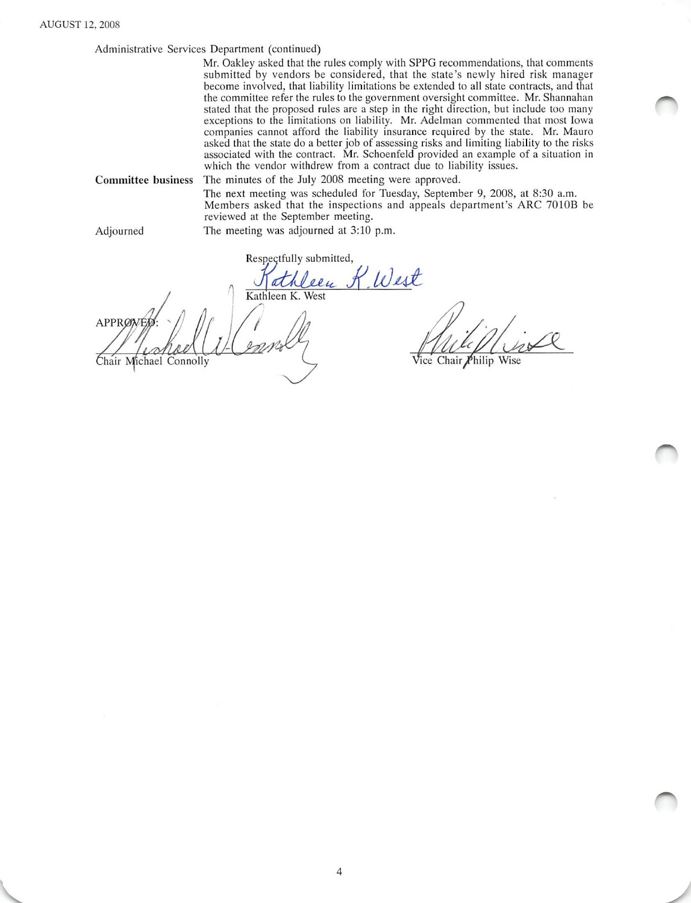Administrative Services Department (continued)

Mr. Oakley asked that the rules comply with SPPG recommendations, that comments submitted by vendors be considered, that the state's newly hired risk manager become involved, that liability limitations be extended to all state contracts, and that the committee refer the rules to the government oversight committee. Mr. Shannahan stated that the proposed rules are a step in the right direction, but include too many exceptions to the limitations on liability. Mr. Adelman commented that most Iowa companies cannot afford the liability insurance required by the state. Mr. Mauro asked that the state do a better job of assessing risks and limiting liability to the risks associated with the contract. Mr. Schoenfeld provided an example of a situation in which the vendor withdrew from a contract due to liability issues.

**Committee business** The minutes of the July 2008 meeting were approved.

The next meeting was scheduled for Tuesday, September 9, 2008, at 8:30 a.m. Members asked that the inspections and appeals department's ARC 7010B be reviewed at the September meeting.

Adjourned The meeting was adjourned at 3:10 p.m.

Respectfully submitted,

Kathleen K. West

Kathleen K. West

APPROVED:

Chair Michael Connolly

Vice Chair Philip Wise